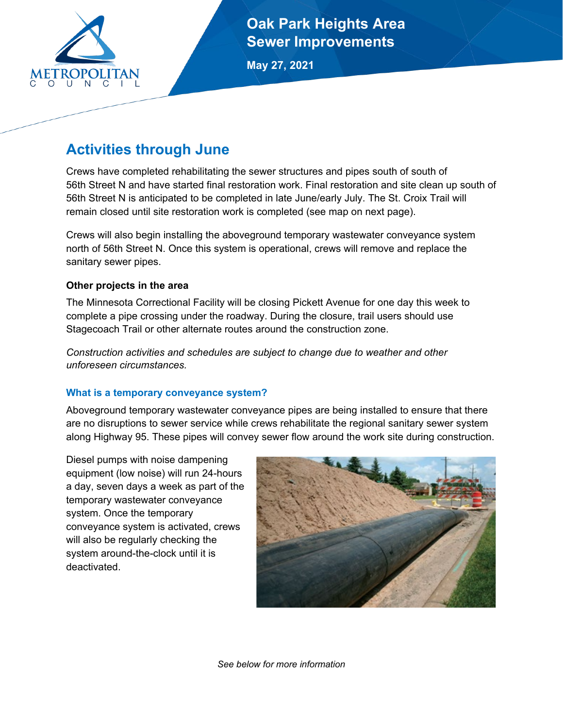# Oak Park Heights Area Sewer Improvements

**May 27, 2021**

## Activities through June

Crews have completed rehabilitating the sewer structures and pipes south of south of 56th Street N and have started final restoration work. Final restoration and site clean up south of 56th Street N is anticipated to be completed in late June/early July. The St. Croix Trail will remain closed until site restoration work is completed (see map on next page).

Crews will also begin installing the aboveground temporary wastewater conveyance system north of 56th Street N. Once this system is operational, crews will remove and replace the sanitary sewer pipes.

**Other projects in the area**

The Minnesota Correctional Facility will be closing Pickett Avenue for one day this week to complete a pipe crossing under the roadway. During the closure, trail users should use Stagecoach Trail or other alternate routes around the construction zone.

*Construction activities and schedules are subject to change due to weather and other unforeseen circumstances.*

### What is a temporary conveyance system?

Aboveground temporary wastewater conveyance pipes are being installed to ensure that there are no disruptions to sewer service while crews rehabilitate the regional sanitary sewer system along Highway 95. These pipes will convey sewer flow around the work site during construction.

Diesel pumps with noise dampening equipment (low noise) will run 24-hours a day, seven days a week as part of the temporary wastewater conveyance system. Once the temporary conveyance system is activated, crews will also be regularly checking the system around-the-clock until it is deactivated.

*See below for more information*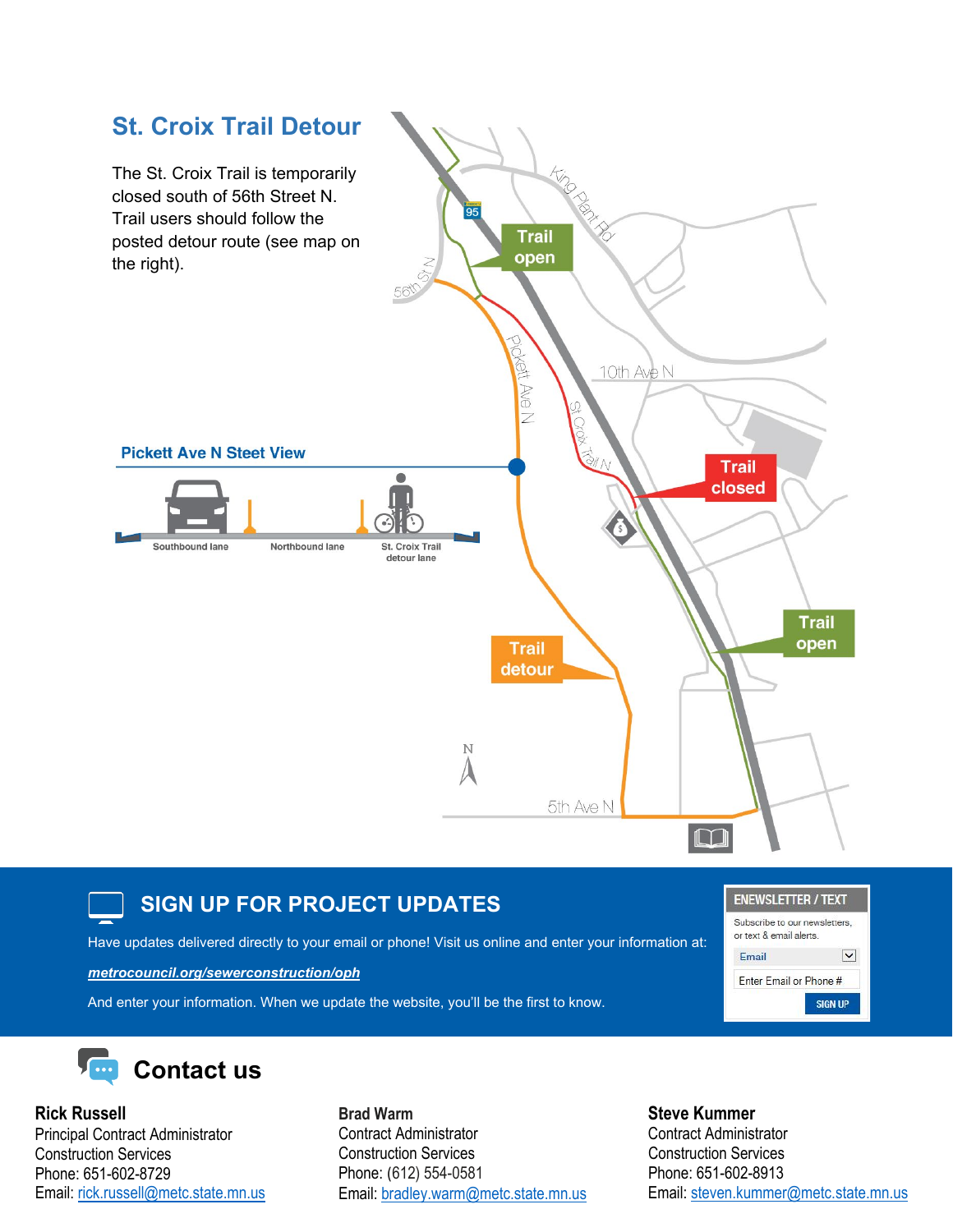## St. Croix Trail Detour

The St. Croix Trail is temporarily closed south of 56th Street N. Trail users should follow the posted detour route (see map on the right).

56th St N
95
King Plant Rd
Trail open
Pickett Ave N
10th Ave N
St Croix Trail N
Trail closed
Trail open
Trail detour
N
5th Ave N

### Pickett Ave N Steet View

Southbound lane
Northbound lane
St. Croix Trail detour lane

## SIGN UP FOR PROJECT UPDATES

Have updates delivered directly to your email or phone! Visit us online and enter your information at:

***metrocouncil.org/sewerconstruction/oph***

And enter your information. When we update the website, you'll be the first to know.

ENEWSLETTER / TEXT

Subscribe to our newsletters, or text & email alerts.

Email

Enter Email or Phone #

SIGN UP

## Contact us

**Rick Russell**
Principal Contract Administrator
Construction Services
Phone: 651-602-8729
Email: rick.russell@metc.state.mn.us

**Brad Warm**
Contract Administrator
Construction Services
Phone: (612) 554-0581
Email: bradley.warm@metc.state.mn.us

**Steve Kummer**
Contract Administrator
Construction Services
Phone: 651-602-8913
Email: steven.kummer@metc.state.mn.us